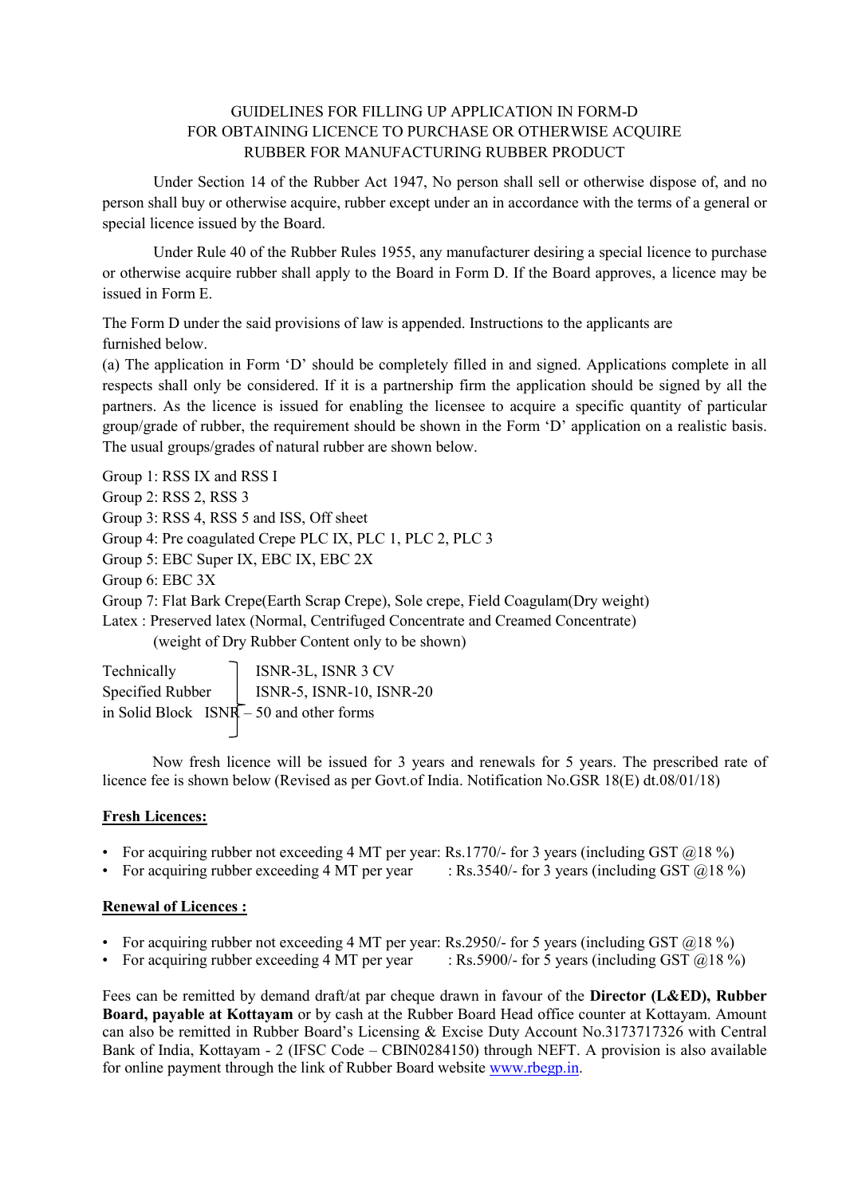# GUIDELINES FOR FILLING UP APPLICATION IN FORM-D FOR OBTAINING LICENCE TO PURCHASE OR OTHERWISE ACQUIRE RUBBER FOR MANUFACTURING RUBBER PRODUCT

Under Section 14 of the Rubber Act 1947, No person shall sell or otherwise dispose of, and no person shall buy or otherwise acquire, rubber except under an in accordance with the terms of a general or special licence issued by the Board.

Under Rule 40 of the Rubber Rules 1955, any manufacturer desiring a special licence to purchase or otherwise acquire rubber shall apply to the Board in Form D. If the Board approves, a licence may be issued in Form E.

The Form D under the said provisions of law is appended. Instructions to the applicants are furnished below.

(a) The application in Form 'D' should be completely filled in and signed. Applications complete in all respects shall only be considered. If it is a partnership firm the application should be signed by all the partners. As the licence is issued for enabling the licensee to acquire a specific quantity of particular group/grade of rubber, the requirement should be shown in the Form 'D' application on a realistic basis. The usual groups/grades of natural rubber are shown below.

Group 1: RSS IX and RSS I
Group 2: RSS 2, RSS 3
Group 3: RSS 4, RSS 5 and ISS, Off sheet
Group 4: Pre coagulated Crepe PLC IX, PLC 1, PLC 2, PLC 3
Group 5: EBC Super IX, EBC IX, EBC 2X
Group 6: EBC 3X
Group 7: Flat Bark Crepe(Earth Scrap Crepe), Sole crepe, Field Coagulam(Dry weight)
Latex : Preserved latex (Normal, Centrifuged Concentrate and Creamed Concentrate)
(weight of Dry Rubber Content only to be shown)

Technically Specified Rubber in Solid Block } ISNR-3L, ISNR 3 CV, ISNR-5, ISNR-10, ISNR-20, ISNR – 50 and other forms

Now fresh licence will be issued for 3 years and renewals for 5 years. The prescribed rate of licence fee is shown below (Revised as per Govt.of India. Notification No.GSR 18(E) dt.08/01/18)

**Fresh Licences:**

- For acquiring rubber not exceeding 4 MT per year: Rs.1770/- for 3 years (including GST @18 %)
- For acquiring rubber exceeding 4 MT per year : Rs.3540/- for 3 years (including GST @18 %)

**Renewal of Licences :**

- For acquiring rubber not exceeding 4 MT per year: Rs.2950/- for 5 years (including GST @18 %)
- For acquiring rubber exceeding 4 MT per year : Rs.5900/- for 5 years (including GST @18 %)

Fees can be remitted by demand draft/at par cheque drawn in favour of the **Director (L&ED), Rubber Board, payable at Kottayam** or by cash at the Rubber Board Head office counter at Kottayam. Amount can also be remitted in Rubber Board's Licensing & Excise Duty Account No.3173717326 with Central Bank of India, Kottayam - 2 (IFSC Code – CBIN0284150) through NEFT. A provision is also available for online payment through the link of Rubber Board website www.rbegp.in.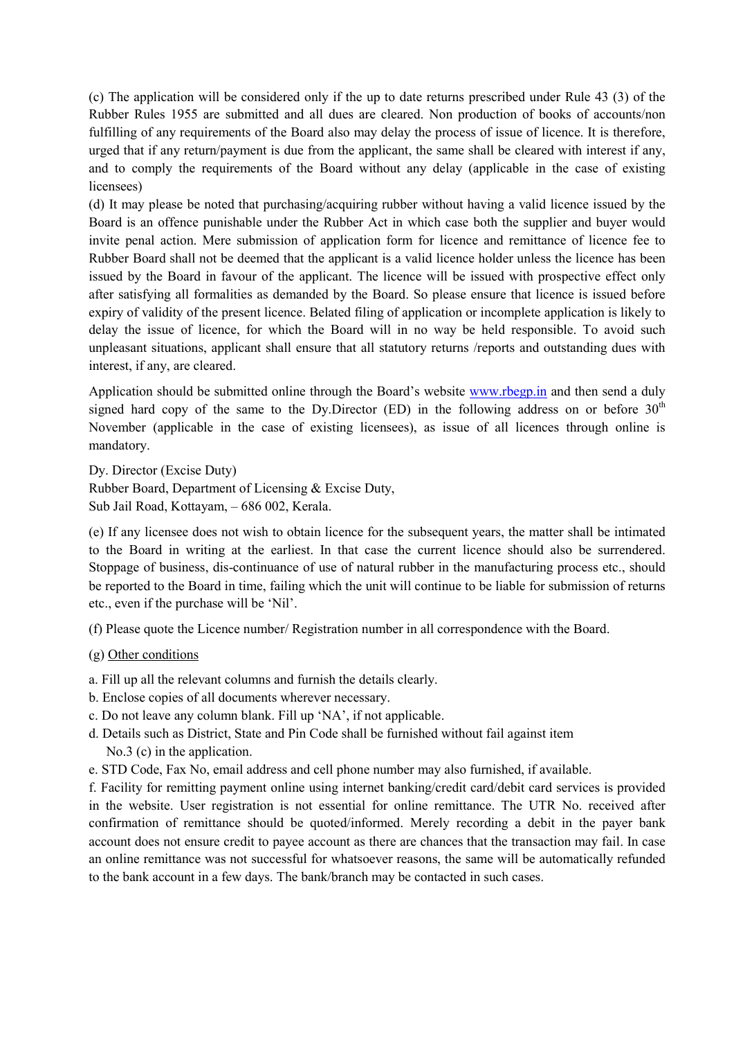(c) The application will be considered only if the up to date returns prescribed under Rule 43 (3) of the Rubber Rules 1955 are submitted and all dues are cleared. Non production of books of accounts/non fulfilling of any requirements of the Board also may delay the process of issue of licence. It is therefore, urged that if any return/payment is due from the applicant, the same shall be cleared with interest if any, and to comply the requirements of the Board without any delay (applicable in the case of existing licensees)

(d) It may please be noted that purchasing/acquiring rubber without having a valid licence issued by the Board is an offence punishable under the Rubber Act in which case both the supplier and buyer would invite penal action. Mere submission of application form for licence and remittance of licence fee to Rubber Board shall not be deemed that the applicant is a valid licence holder unless the licence has been issued by the Board in favour of the applicant. The licence will be issued with prospective effect only after satisfying all formalities as demanded by the Board. So please ensure that licence is issued before expiry of validity of the present licence. Belated filing of application or incomplete application is likely to delay the issue of licence, for which the Board will in no way be held responsible. To avoid such unpleasant situations, applicant shall ensure that all statutory returns /reports and outstanding dues with interest, if any, are cleared.

Application should be submitted online through the Board's website www.rbegp.in and then send a duly signed hard copy of the same to the Dy.Director (ED) in the following address on or before 30th November (applicable in the case of existing licensees), as issue of all licences through online is mandatory.

Dy. Director (Excise Duty)
Rubber Board, Department of Licensing & Excise Duty,
Sub Jail Road, Kottayam, – 686 002, Kerala.

(e) If any licensee does not wish to obtain licence for the subsequent years, the matter shall be intimated to the Board in writing at the earliest. In that case the current licence should also be surrendered. Stoppage of business, dis-continuance of use of natural rubber in the manufacturing process etc., should be reported to the Board in time, failing which the unit will continue to be liable for submission of returns etc., even if the purchase will be 'Nil'.

(f) Please quote the Licence number/ Registration number in all correspondence with the Board.

(g) Other conditions

a. Fill up all the relevant columns and furnish the details clearly.
b. Enclose copies of all documents wherever necessary.
c. Do not leave any column blank. Fill up 'NA', if not applicable.
d. Details such as District, State and Pin Code shall be furnished without fail against item No.3 (c) in the application.
e. STD Code, Fax No, email address and cell phone number may also furnished, if available.
f. Facility for remitting payment online using internet banking/credit card/debit card services is provided in the website. User registration is not essential for online remittance. The UTR No. received after confirmation of remittance should be quoted/informed. Merely recording a debit in the payer bank account does not ensure credit to payee account as there are chances that the transaction may fail. In case an online remittance was not successful for whatsoever reasons, the same will be automatically refunded to the bank account in a few days. The bank/branch may be contacted in such cases.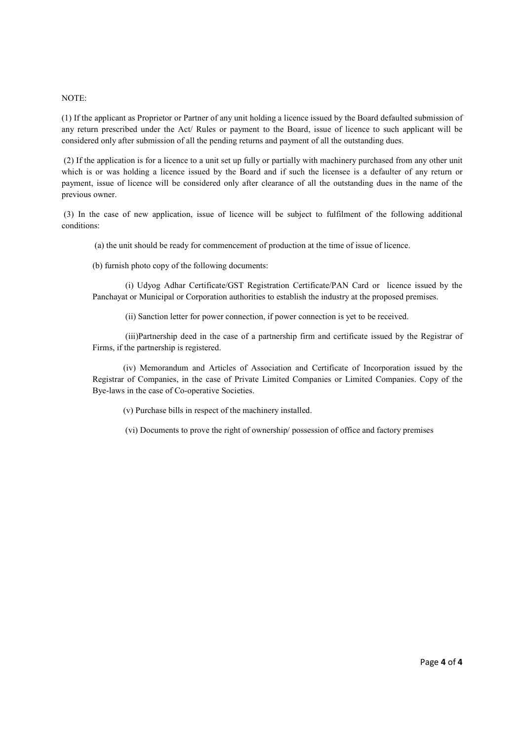NOTE:

(1) If the applicant as Proprietor or Partner of any unit holding a licence issued by the Board defaulted submission of any return prescribed under the Act/ Rules or payment to the Board, issue of licence to such applicant will be considered only after submission of all the pending returns and payment of all the outstanding dues.

(2) If the application is for a licence to a unit set up fully or partially with machinery purchased from any other unit which is or was holding a licence issued by the Board and if such the licensee is a defaulter of any return or payment, issue of licence will be considered only after clearance of all the outstanding dues in the name of the previous owner.

(3) In the case of new application, issue of licence will be subject to fulfilment of the following additional conditions:

(a) the unit should be ready for commencement of production at the time of issue of licence.

(b) furnish photo copy of the following documents:

(i) Udyog Adhar Certificate/GST Registration Certificate/PAN Card or licence issued by the Panchayat or Municipal or Corporation authorities to establish the industry at the proposed premises.

(ii) Sanction letter for power connection, if power connection is yet to be received.

(iii)Partnership deed in the case of a partnership firm and certificate issued by the Registrar of Firms, if the partnership is registered.

(iv) Memorandum and Articles of Association and Certificate of Incorporation issued by the Registrar of Companies, in the case of Private Limited Companies or Limited Companies. Copy of the Bye-laws in the case of Co-operative Societies.

(v) Purchase bills in respect of the machinery installed.

(vi) Documents to prove the right of ownership/ possession of office and factory premises